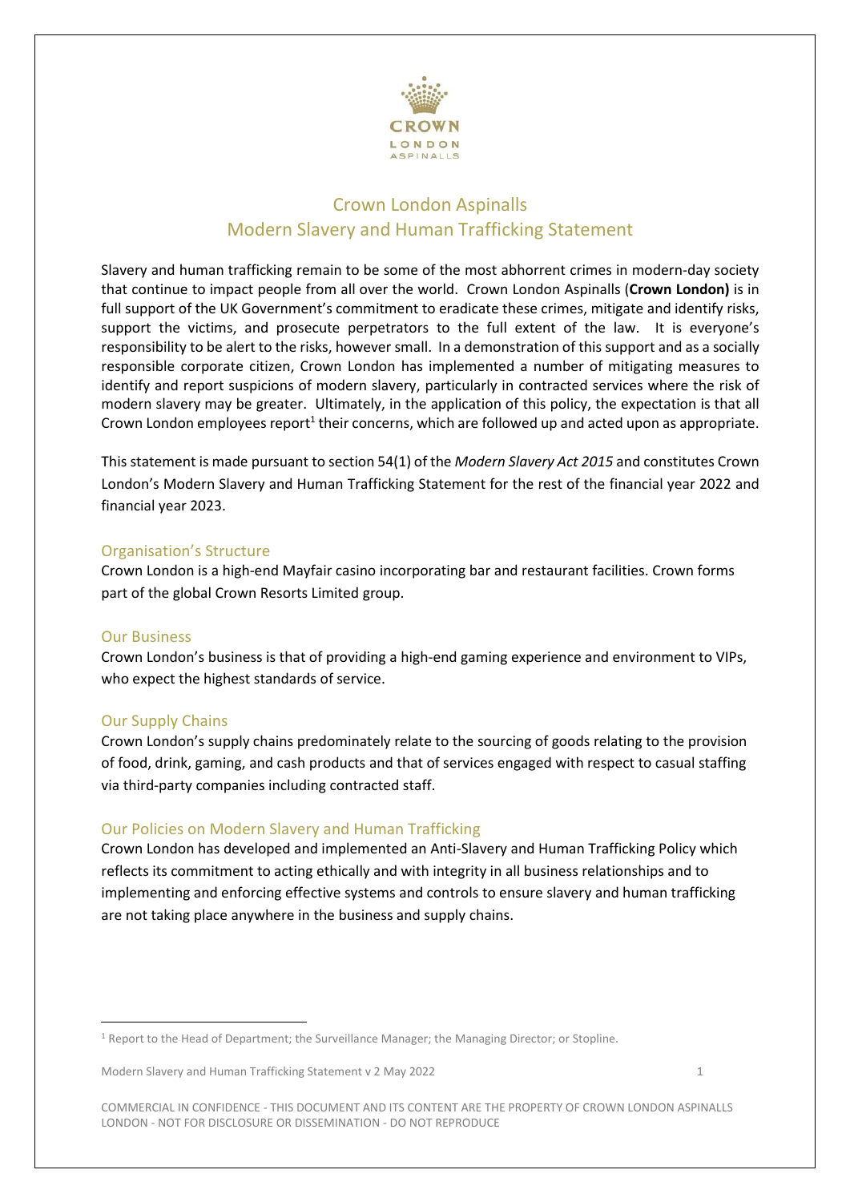# Crown London Aspinalls
# Modern Slavery and Human Trafficking Statement

Slavery and human trafficking remain to be some of the most abhorrent crimes in modern-day society that continue to impact people from all over the world. Crown London Aspinalls (**Crown London)** is in full support of the UK Government's commitment to eradicate these crimes, mitigate and identify risks, support the victims, and prosecute perpetrators to the full extent of the law. It is everyone's responsibility to be alert to the risks, however small. In a demonstration of this support and as a socially responsible corporate citizen, Crown London has implemented a number of mitigating measures to identify and report suspicions of modern slavery, particularly in contracted services where the risk of modern slavery may be greater. Ultimately, in the application of this policy, the expectation is that all Crown London employees report[1] their concerns, which are followed up and acted upon as appropriate.

This statement is made pursuant to section 54(1) of the *Modern Slavery Act 2015* and constitutes Crown London's Modern Slavery and Human Trafficking Statement for the rest of the financial year 2022 and financial year 2023.

## Organisation's Structure

Crown London is a high-end Mayfair casino incorporating bar and restaurant facilities. Crown forms part of the global Crown Resorts Limited group.

## Our Business

Crown London's business is that of providing a high-end gaming experience and environment to VIPs, who expect the highest standards of service.

## Our Supply Chains

Crown London's supply chains predominately relate to the sourcing of goods relating to the provision of food, drink, gaming, and cash products and that of services engaged with respect to casual staffing via third-party companies including contracted staff.

## Our Policies on Modern Slavery and Human Trafficking

Crown London has developed and implemented an Anti-Slavery and Human Trafficking Policy which reflects its commitment to acting ethically and with integrity in all business relationships and to implementing and enforcing effective systems and controls to ensure slavery and human trafficking are not taking place anywhere in the business and supply chains.

---

[1] Report to the Head of Department; the Surveillance Manager; the Managing Director; or Stopline.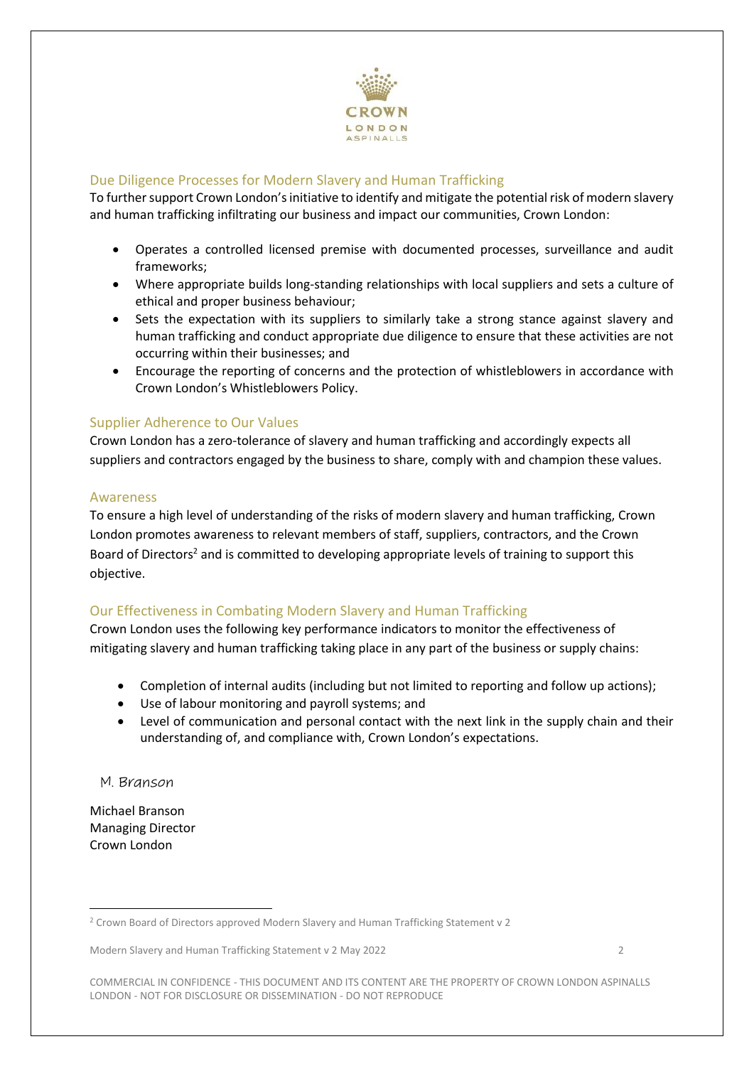## Due Diligence Processes for Modern Slavery and Human Trafficking

To further support Crown London's initiative to identify and mitigate the potential risk of modern slavery and human trafficking infiltrating our business and impact our communities, Crown London:

- Operates a controlled licensed premise with documented processes, surveillance and audit frameworks;
- Where appropriate builds long-standing relationships with local suppliers and sets a culture of ethical and proper business behaviour;
- Sets the expectation with its suppliers to similarly take a strong stance against slavery and human trafficking and conduct appropriate due diligence to ensure that these activities are not occurring within their businesses; and
- Encourage the reporting of concerns and the protection of whistleblowers in accordance with Crown London's Whistleblowers Policy.

## Supplier Adherence to Our Values

Crown London has a zero-tolerance of slavery and human trafficking and accordingly expects all suppliers and contractors engaged by the business to share, comply with and champion these values.

## Awareness

To ensure a high level of understanding of the risks of modern slavery and human trafficking, Crown London promotes awareness to relevant members of staff, suppliers, contractors, and the Crown Board of Directors[2] and is committed to developing appropriate levels of training to support this objective.

## Our Effectiveness in Combating Modern Slavery and Human Trafficking

Crown London uses the following key performance indicators to monitor the effectiveness of mitigating slavery and human trafficking taking place in any part of the business or supply chains:

- Completion of internal audits (including but not limited to reporting and follow up actions);
- Use of labour monitoring and payroll systems; and
- Level of communication and personal contact with the next link in the supply chain and their understanding of, and compliance with, Crown London's expectations.

M. Branson

Michael Branson
Managing Director
Crown London

[2] Crown Board of Directors approved Modern Slavery and Human Trafficking Statement v 2

COMMERCIAL IN CONFIDENCE - THIS DOCUMENT AND ITS CONTENT ARE THE PROPERTY OF CROWN LONDON ASPINALLS LONDON - NOT FOR DISCLOSURE OR DISSEMINATION - DO NOT REPRODUCE